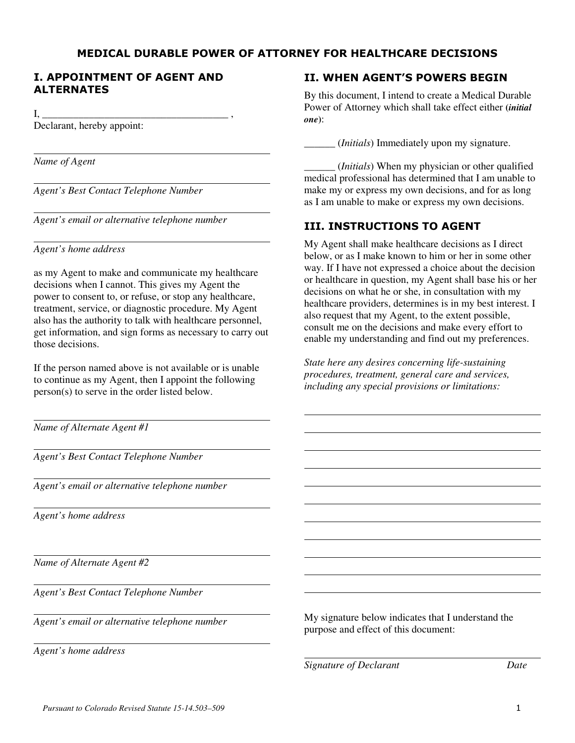# MEDICAL DURABLE POWER OF ATTORNEY FOR HEALTHCARE DECISIONS

## I. APPOINTMENT OF AGENT AND ALTERNATES

I, ____________________________________ , Declarant, hereby appoint:

______________________________________________

*Name of Agent*

______________________________________________

*Agent's Best Contact Telephone Number*

______________________________________________

*Agent's email or alternative telephone number*

______________________________________________

*Agent's home address*

as my Agent to make and communicate my healthcare decisions when I cannot. This gives my Agent the power to consent to, or refuse, or stop any healthcare, treatment, service, or diagnostic procedure. My Agent also has the authority to talk with healthcare personnel, get information, and sign forms as necessary to carry out those decisions.

If the person named above is not available or is unable to continue as my Agent, then I appoint the following person(s) to serve in the order listed below.

______________________________________________

*Name of Alternate Agent #1*

______________________________________________

*Agent's Best Contact Telephone Number*

______________________________________________

*Agent's email or alternative telephone number*

______________________________________________

*Agent's home address*

______________________________________________

*Name of Alternate Agent #2*

______________________________________________

*Agent's Best Contact Telephone Number*

______________________________________________

*Agent's email or alternative telephone number*

______________________________________________

*Agent's home address*

## II. WHEN AGENT'S POWERS BEGIN

By this document, I intend to create a Medical Durable Power of Attorney which shall take effect either (***initial one***):

______ (*Initials*) Immediately upon my signature.

______ (*Initials*) When my physician or other qualified medical professional has determined that I am unable to make my or express my own decisions, and for as long as I am unable to make or express my own decisions.

## III. INSTRUCTIONS TO AGENT

My Agent shall make healthcare decisions as I direct below, or as I make known to him or her in some other way. If I have not expressed a choice about the decision or healthcare in question, my Agent shall base his or her decisions on what he or she, in consultation with my healthcare providers, determines is in my best interest. I also request that my Agent, to the extent possible, consult me on the decisions and make every effort to enable my understanding and find out my preferences.

*State here any desires concerning life-sustaining procedures, treatment, general care and services, including any special provisions or limitations:*

______________________________________________

______________________________________________

______________________________________________

______________________________________________

______________________________________________

______________________________________________

______________________________________________

______________________________________________

______________________________________________

______________________________________________

My signature below indicates that I understand the purpose and effect of this document:

______________________________________________

*Signature of Declarant* *Date*

*Pursuant to Colorado Revised Statute 15-14.503–509*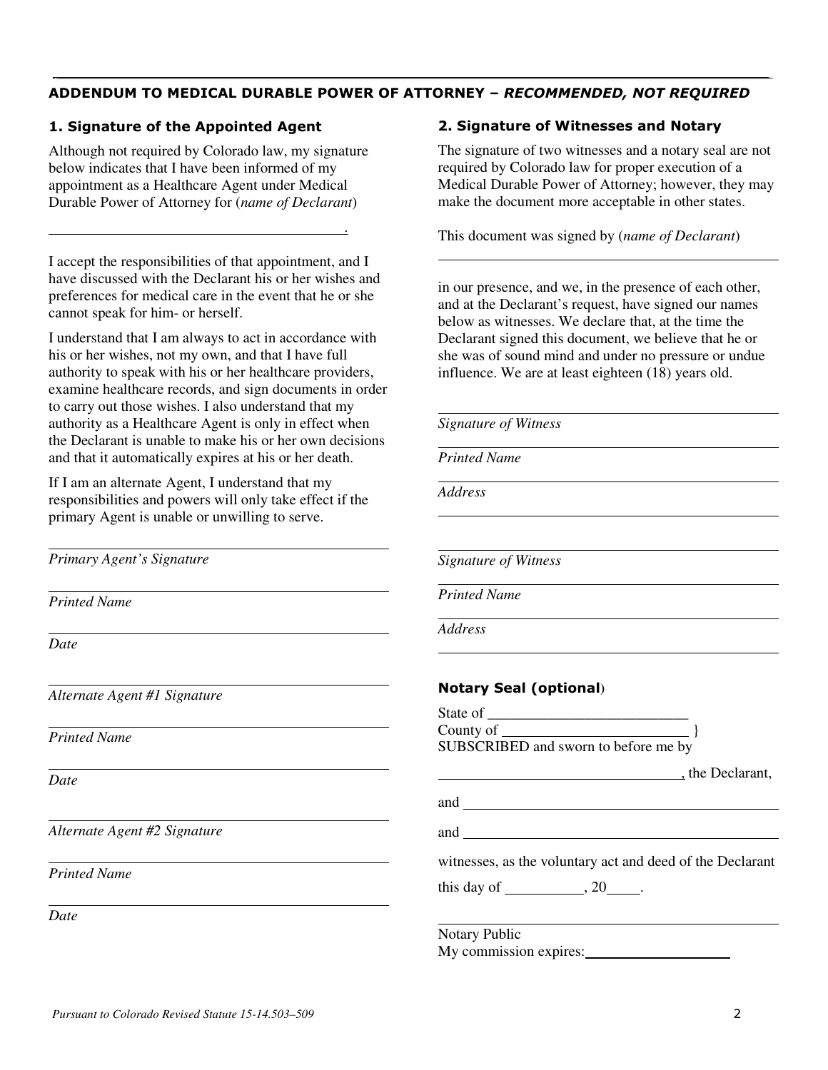## ADDENDUM TO MEDICAL DURABLE POWER OF ATTORNEY – *RECOMMENDED, NOT REQUIRED*

### 1. Signature of the Appointed Agent

Although not required by Colorado law, my signature below indicates that I have been informed of my appointment as a Healthcare Agent under Medical Durable Power of Attorney for (*name of Declarant*)

\_\_\_\_\_\_\_\_\_\_\_\_\_\_\_\_\_\_\_\_\_\_\_\_\_\_\_\_\_\_\_\_\_\_\_\_\_\_\_\_.

I accept the responsibilities of that appointment, and I have discussed with the Declarant his or her wishes and preferences for medical care in the event that he or she cannot speak for him- or herself.

I understand that I am always to act in accordance with his or her wishes, not my own, and that I have full authority to speak with his or her healthcare providers, examine healthcare records, and sign documents in order to carry out those wishes. I also understand that my authority as a Healthcare Agent is only in effect when the Declarant is unable to make his or her own decisions and that it automatically expires at his or her death.

If I am an alternate Agent, I understand that my responsibilities and powers will only take effect if the primary Agent is unable or unwilling to serve.

\_\_\_\_\_\_\_\_\_\_\_\_\_\_\_\_\_\_\_\_\_\_\_\_\_\_\_\_\_\_\_\_\_\_\_\_\_\_\_\_

*Primary Agent's Signature*

\_\_\_\_\_\_\_\_\_\_\_\_\_\_\_\_\_\_\_\_\_\_\_\_\_\_\_\_\_\_\_\_\_\_\_\_\_\_\_\_

*Printed Name*

\_\_\_\_\_\_\_\_\_\_\_\_\_\_\_\_\_\_\_\_\_\_\_\_\_\_\_\_\_\_\_\_\_\_\_\_\_\_\_\_

*Date*

\_\_\_\_\_\_\_\_\_\_\_\_\_\_\_\_\_\_\_\_\_\_\_\_\_\_\_\_\_\_\_\_\_\_\_\_\_\_\_\_

*Alternate Agent #1 Signature*

\_\_\_\_\_\_\_\_\_\_\_\_\_\_\_\_\_\_\_\_\_\_\_\_\_\_\_\_\_\_\_\_\_\_\_\_\_\_\_\_

*Printed Name*

\_\_\_\_\_\_\_\_\_\_\_\_\_\_\_\_\_\_\_\_\_\_\_\_\_\_\_\_\_\_\_\_\_\_\_\_\_\_\_\_

*Date*

\_\_\_\_\_\_\_\_\_\_\_\_\_\_\_\_\_\_\_\_\_\_\_\_\_\_\_\_\_\_\_\_\_\_\_\_\_\_\_\_

*Alternate Agent #2 Signature*

\_\_\_\_\_\_\_\_\_\_\_\_\_\_\_\_\_\_\_\_\_\_\_\_\_\_\_\_\_\_\_\_\_\_\_\_\_\_\_\_

*Printed Name*

\_\_\_\_\_\_\_\_\_\_\_\_\_\_\_\_\_\_\_\_\_\_\_\_\_\_\_\_\_\_\_\_\_\_\_\_\_\_\_\_

*Date*

### 2. Signature of Witnesses and Notary

The signature of two witnesses and a notary seal are not required by Colorado law for proper execution of a Medical Durable Power of Attorney; however, they may make the document more acceptable in other states.

This document was signed by (*name of Declarant*)

\_\_\_\_\_\_\_\_\_\_\_\_\_\_\_\_\_\_\_\_\_\_\_\_\_\_\_\_\_\_\_\_\_\_\_\_\_\_\_\_

in our presence, and we, in the presence of each other, and at the Declarant's request, have signed our names below as witnesses. We declare that, at the time the Declarant signed this document, we believe that he or she was of sound mind and under no pressure or undue influence. We are at least eighteen (18) years old.

\_\_\_\_\_\_\_\_\_\_\_\_\_\_\_\_\_\_\_\_\_\_\_\_\_\_\_\_\_\_\_\_\_\_\_\_\_\_\_\_

*Signature of Witness*

\_\_\_\_\_\_\_\_\_\_\_\_\_\_\_\_\_\_\_\_\_\_\_\_\_\_\_\_\_\_\_\_\_\_\_\_\_\_\_\_

*Printed Name*

\_\_\_\_\_\_\_\_\_\_\_\_\_\_\_\_\_\_\_\_\_\_\_\_\_\_\_\_\_\_\_\_\_\_\_\_\_\_\_\_

*Address*

\_\_\_\_\_\_\_\_\_\_\_\_\_\_\_\_\_\_\_\_\_\_\_\_\_\_\_\_\_\_\_\_\_\_\_\_\_\_\_\_

\_\_\_\_\_\_\_\_\_\_\_\_\_\_\_\_\_\_\_\_\_\_\_\_\_\_\_\_\_\_\_\_\_\_\_\_\_\_\_\_

*Signature of Witness*

\_\_\_\_\_\_\_\_\_\_\_\_\_\_\_\_\_\_\_\_\_\_\_\_\_\_\_\_\_\_\_\_\_\_\_\_\_\_\_\_

*Printed Name*

\_\_\_\_\_\_\_\_\_\_\_\_\_\_\_\_\_\_\_\_\_\_\_\_\_\_\_\_\_\_\_\_\_\_\_\_\_\_\_\_

*Address*

\_\_\_\_\_\_\_\_\_\_\_\_\_\_\_\_\_\_\_\_\_\_\_\_\_\_\_\_\_\_\_\_\_\_\_\_\_\_\_\_

### Notary Seal (optional)

State of \_\_\_\_\_\_\_\_\_\_\_\_\_\_\_\_\_\_\_\_\_\_\_\_\_\_\_
County of \_\_\_\_\_\_\_\_\_\_\_\_\_\_\_\_\_\_\_\_\_\_\_\_\_\_ }
SUBSCRIBED and sworn to before me by

\_\_\_\_\_\_\_\_\_\_\_\_\_\_\_\_\_\_\_\_\_\_\_\_\_\_\_\_\_\_\_\_\_\_, the Declarant,

and \_\_\_\_\_\_\_\_\_\_\_\_\_\_\_\_\_\_\_\_\_\_\_\_\_\_\_\_\_\_\_\_\_\_\_\_\_\_\_\_\_\_

and \_\_\_\_\_\_\_\_\_\_\_\_\_\_\_\_\_\_\_\_\_\_\_\_\_\_\_\_\_\_\_\_\_\_\_\_\_\_\_\_\_\_

witnesses, as the voluntary act and deed of the Declarant

this day of \_\_\_\_\_\_\_\_\_\_\_, 20\_\_\_\_\_.

\_\_\_\_\_\_\_\_\_\_\_\_\_\_\_\_\_\_\_\_\_\_\_\_\_\_\_\_\_\_\_\_\_\_\_\_\_\_\_\_

Notary Public
My commission expires: \_\_\_\_\_\_\_\_\_\_\_\_\_\_\_\_\_\_

*Pursuant to Colorado Revised Statute 15-14.503–509*